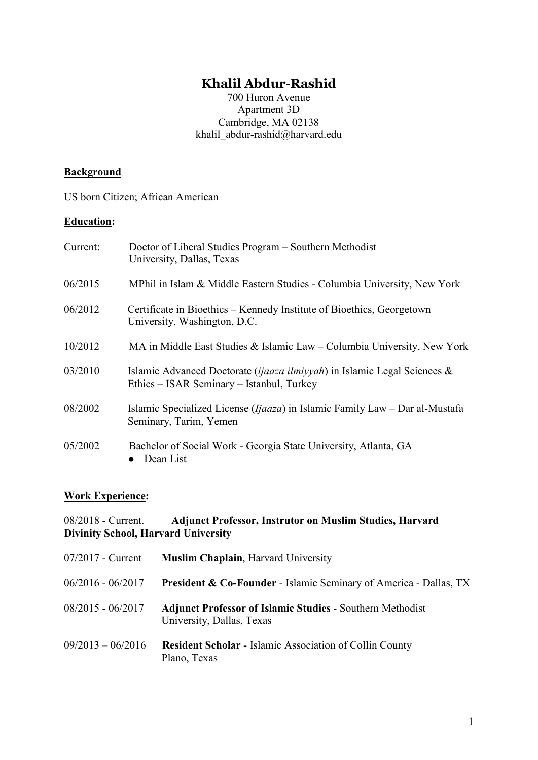# Khalil Abdur-Rashid

700 Huron Avenue
Apartment 3D
Cambridge, MA 02138
khalil_abdur-rashid@harvard.edu

## Background

US born Citizen; African American

## Education:

Current: Doctor of Liberal Studies Program – Southern Methodist University, Dallas, Texas

06/2015 MPhil in Islam & Middle Eastern Studies - Columbia University, New York

06/2012 Certificate in Bioethics – Kennedy Institute of Bioethics, Georgetown University, Washington, D.C.

10/2012 MA in Middle East Studies & Islamic Law – Columbia University, New York

03/2010 Islamic Advanced Doctorate (*ijaaza ilmiyyah*) in Islamic Legal Sciences & Ethics – ISAR Seminary – Istanbul, Turkey

08/2002 Islamic Specialized License (*Ijaaza*) in Islamic Family Law – Dar al-Mustafa Seminary, Tarim, Yemen

05/2002 Bachelor of Social Work - Georgia State University, Atlanta, GA
- Dean List

## Work Experience:

08/2018 - Current. **Adjunct Professor, Instrutor on Muslim Studies, Harvard Divinity School, Harvard University**

07/2017 - Current **Muslim Chaplain**, Harvard University

06/2016 - 06/2017 **President & Co-Founder** - Islamic Seminary of America - Dallas, TX

08/2015 - 06/2017 **Adjunct Professor of Islamic Studies** - Southern Methodist University, Dallas, Texas

09/2013 – 06/2016 **Resident Scholar** - Islamic Association of Collin County Plano, Texas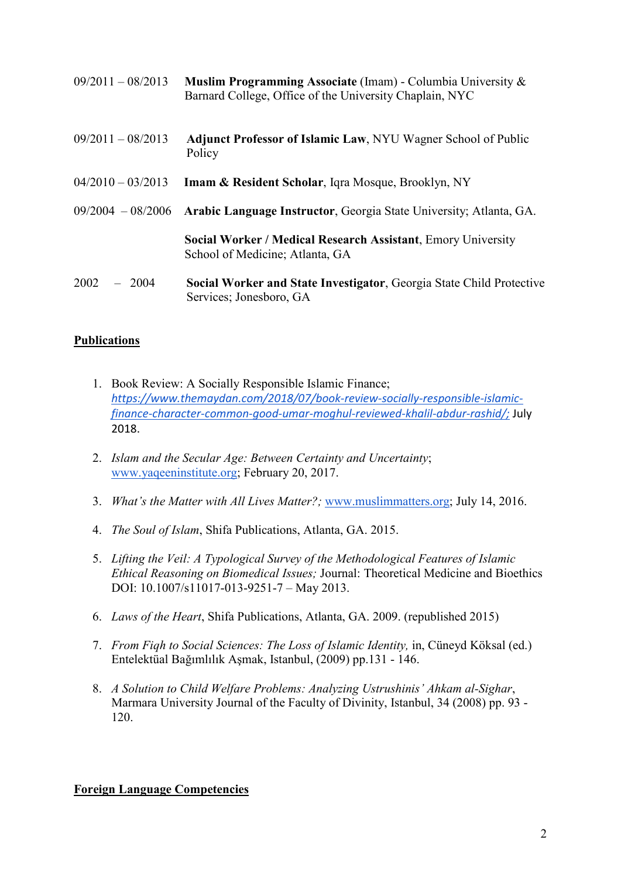09/2011 – 08/2013 **Muslim Programming Associate** (Imam) - Columbia University & Barnard College, Office of the University Chaplain, NYC

09/2011 – 08/2013 **Adjunct Professor of Islamic Law**, NYU Wagner School of Public Policy

04/2010 – 03/2013 **Imam & Resident Scholar**, Iqra Mosque, Brooklyn, NY

09/2004 – 08/2006 **Arabic Language Instructor**, Georgia State University; Atlanta, GA.

**Social Worker / Medical Research Assistant**, Emory University School of Medicine; Atlanta, GA

2002 – 2004 **Social Worker and State Investigator**, Georgia State Child Protective Services; Jonesboro, GA

## Publications

1. Book Review: A Socially Responsible Islamic Finance; *https://www.themaydan.com/2018/07/book-review-socially-responsible-islamic-finance-character-common-good-umar-moghul-reviewed-khalil-abdur-rashid/;* July 2018.

2. *Islam and the Secular Age: Between Certainty and Uncertainty*; www.yaqeeninstitute.org; February 20, 2017.

3. *What's the Matter with All Lives Matter?;* www.muslimmatters.org; July 14, 2016.

4. *The Soul of Islam*, Shifa Publications, Atlanta, GA. 2015.

5. *Lifting the Veil: A Typological Survey of the Methodological Features of Islamic Ethical Reasoning on Biomedical Issues;* Journal: Theoretical Medicine and Bioethics DOI: 10.1007/s11017-013-9251-7 – May 2013.

6. *Laws of the Heart*, Shifa Publications, Atlanta, GA. 2009. (republished 2015)

7. *From Fiqh to Social Sciences: The Loss of Islamic Identity,* in, Cüneyd Köksal (ed.) Entelektüal Bağımlılık Aşmak, Istanbul, (2009) pp.131 - 146.

8. *A Solution to Child Welfare Problems: Analyzing Ustrushinis' Ahkam al-Sighar*, Marmara University Journal of the Faculty of Divinity, Istanbul, 34 (2008) pp. 93 - 120.

## Foreign Language Competencies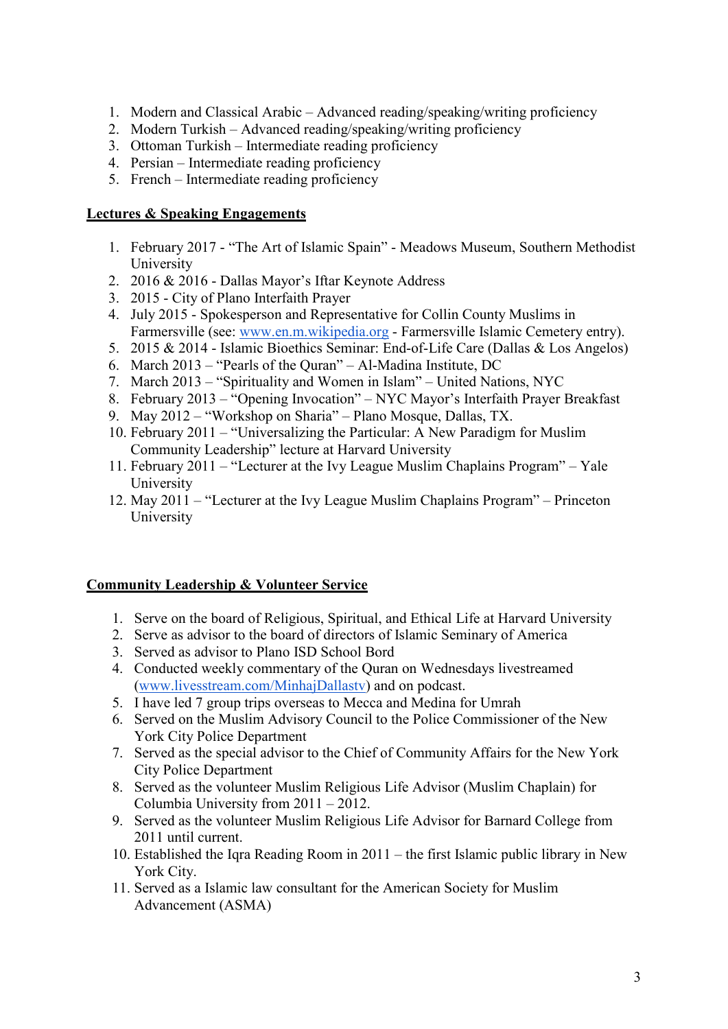1. Modern and Classical Arabic – Advanced reading/speaking/writing proficiency
2. Modern Turkish – Advanced reading/speaking/writing proficiency
3. Ottoman Turkish – Intermediate reading proficiency
4. Persian – Intermediate reading proficiency
5. French – Intermediate reading proficiency

**Lectures & Speaking Engagements**

1. February 2017 - "The Art of Islamic Spain" - Meadows Museum, Southern Methodist University
2. 2016 & 2016 - Dallas Mayor's Iftar Keynote Address
3. 2015 - City of Plano Interfaith Prayer
4. July 2015 - Spokesperson and Representative for Collin County Muslims in Farmersville (see: [www.en.m.wikipedia.org](www.en.m.wikipedia.org) - Farmersville Islamic Cemetery entry).
5. 2015 & 2014 - Islamic Bioethics Seminar: End-of-Life Care (Dallas & Los Angelos)
6. March 2013 – "Pearls of the Quran" – Al-Madina Institute, DC
7. March 2013 – "Spirituality and Women in Islam" – United Nations, NYC
8. February 2013 – "Opening Invocation" – NYC Mayor's Interfaith Prayer Breakfast
9. May 2012 – "Workshop on Sharia" – Plano Mosque, Dallas, TX.
10. February 2011 – "Universalizing the Particular: A New Paradigm for Muslim Community Leadership" lecture at Harvard University
11. February 2011 – "Lecturer at the Ivy League Muslim Chaplains Program" – Yale University
12. May 2011 – "Lecturer at the Ivy League Muslim Chaplains Program" – Princeton University

**Community Leadership & Volunteer Service**

1. Serve on the board of Religious, Spiritual, and Ethical Life at Harvard University
2. Serve as advisor to the board of directors of Islamic Seminary of America
3. Served as advisor to Plano ISD School Bord
4. Conducted weekly commentary of the Quran on Wednesdays livestreamed ([www.livesstream.com/MinhajDallastv](www.livesstream.com/MinhajDallastv)) and on podcast.
5. I have led 7 group trips overseas to Mecca and Medina for Umrah
6. Served on the Muslim Advisory Council to the Police Commissioner of the New York City Police Department
7. Served as the special advisor to the Chief of Community Affairs for the New York City Police Department
8. Served as the volunteer Muslim Religious Life Advisor (Muslim Chaplain) for Columbia University from 2011 – 2012.
9. Served as the volunteer Muslim Religious Life Advisor for Barnard College from 2011 until current.
10. Established the Iqra Reading Room in 2011 – the first Islamic public library in New York City.
11. Served as a Islamic law consultant for the American Society for Muslim Advancement (ASMA)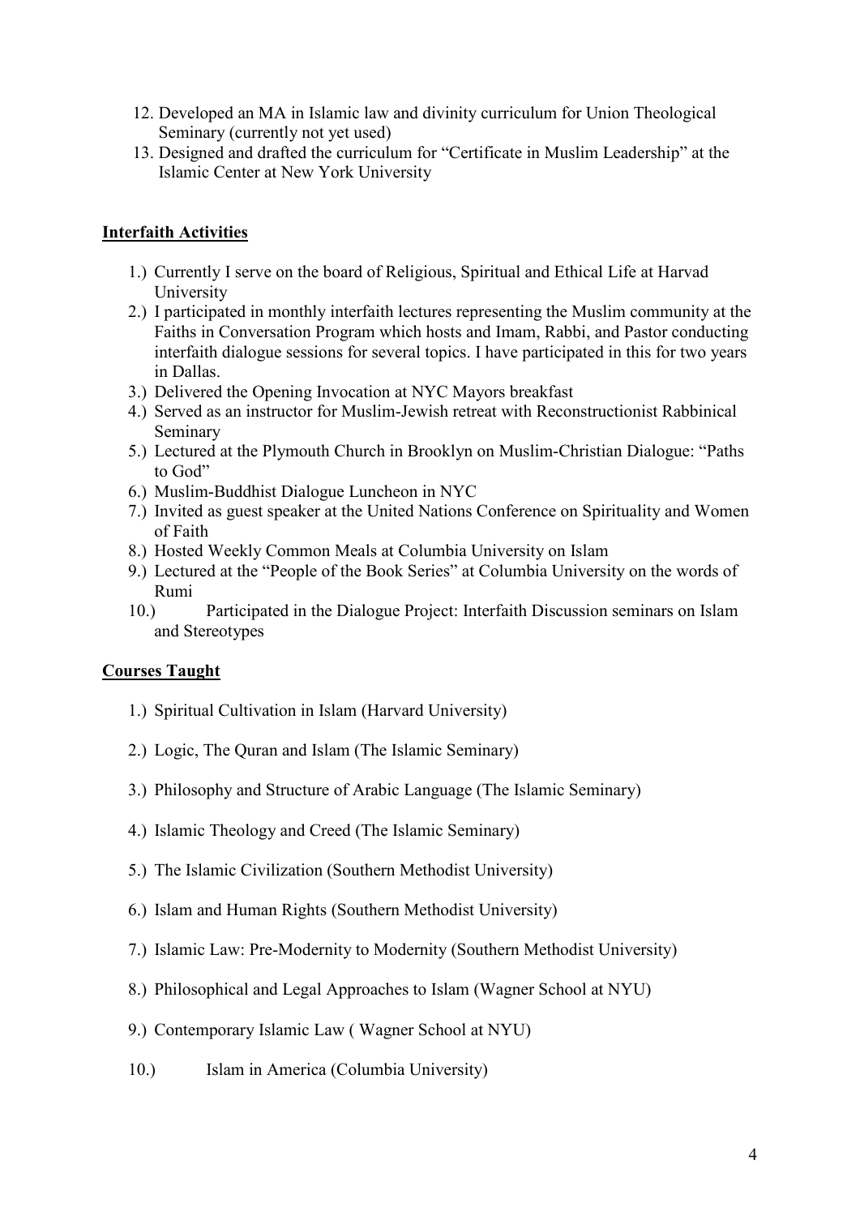12. Developed an MA in Islamic law and divinity curriculum for Union Theological Seminary (currently not yet used)
13. Designed and drafted the curriculum for "Certificate in Muslim Leadership" at the Islamic Center at New York University

**<u>Interfaith Activities</u>**

1.) Currently I serve on the board of Religious, Spiritual and Ethical Life at Harvad University
2.) I participated in monthly interfaith lectures representing the Muslim community at the Faiths in Conversation Program which hosts and Imam, Rabbi, and Pastor conducting interfaith dialogue sessions for several topics. I have participated in this for two years in Dallas.
3.) Delivered the Opening Invocation at NYC Mayors breakfast
4.) Served as an instructor for Muslim-Jewish retreat with Reconstructionist Rabbinical Seminary
5.) Lectured at the Plymouth Church in Brooklyn on Muslim-Christian Dialogue: "Paths to God"
6.) Muslim-Buddhist Dialogue Luncheon in NYC
7.) Invited as guest speaker at the United Nations Conference on Spirituality and Women of Faith
8.) Hosted Weekly Common Meals at Columbia University on Islam
9.) Lectured at the "People of the Book Series" at Columbia University on the words of Rumi
10.) Participated in the Dialogue Project: Interfaith Discussion seminars on Islam and Stereotypes

**<u>Courses Taught</u>**

1.) Spiritual Cultivation in Islam (Harvard University)
2.) Logic, The Quran and Islam (The Islamic Seminary)
3.) Philosophy and Structure of Arabic Language (The Islamic Seminary)
4.) Islamic Theology and Creed (The Islamic Seminary)
5.) The Islamic Civilization (Southern Methodist University)
6.) Islam and Human Rights (Southern Methodist University)
7.) Islamic Law: Pre-Modernity to Modernity (Southern Methodist University)
8.) Philosophical and Legal Approaches to Islam (Wagner School at NYU)
9.) Contemporary Islamic Law ( Wagner School at NYU)
10.) Islam in America (Columbia University)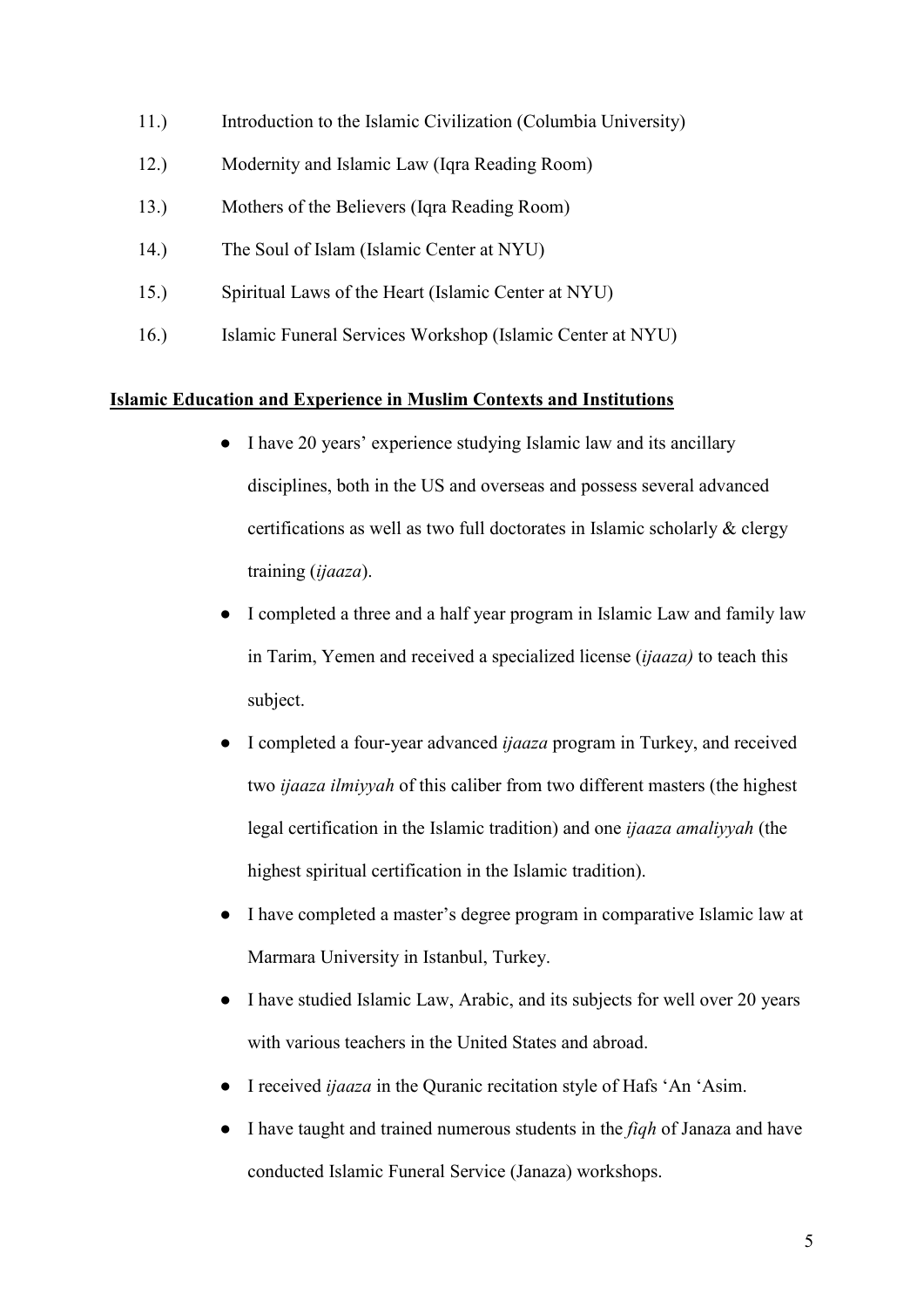11.) Introduction to the Islamic Civilization (Columbia University)

12.) Modernity and Islamic Law (Iqra Reading Room)

13.) Mothers of the Believers (Iqra Reading Room)

14.) The Soul of Islam (Islamic Center at NYU)

15.) Spiritual Laws of the Heart (Islamic Center at NYU)

16.) Islamic Funeral Services Workshop (Islamic Center at NYU)

**Islamic Education and Experience in Muslim Contexts and Institutions**

- I have 20 years' experience studying Islamic law and its ancillary disciplines, both in the US and overseas and possess several advanced certifications as well as two full doctorates in Islamic scholarly & clergy training (*ijaaza*).
- I completed a three and a half year program in Islamic Law and family law in Tarim, Yemen and received a specialized license (*ijaaza)* to teach this subject.
- I completed a four-year advanced *ijaaza* program in Turkey, and received two *ijaaza ilmiyyah* of this caliber from two different masters (the highest legal certification in the Islamic tradition) and one *ijaaza amaliyyah* (the highest spiritual certification in the Islamic tradition).
- I have completed a master's degree program in comparative Islamic law at Marmara University in Istanbul, Turkey.
- I have studied Islamic Law, Arabic, and its subjects for well over 20 years with various teachers in the United States and abroad.
- I received *ijaaza* in the Quranic recitation style of Hafs 'An 'Asim.
- I have taught and trained numerous students in the *fiqh* of Janaza and have conducted Islamic Funeral Service (Janaza) workshops.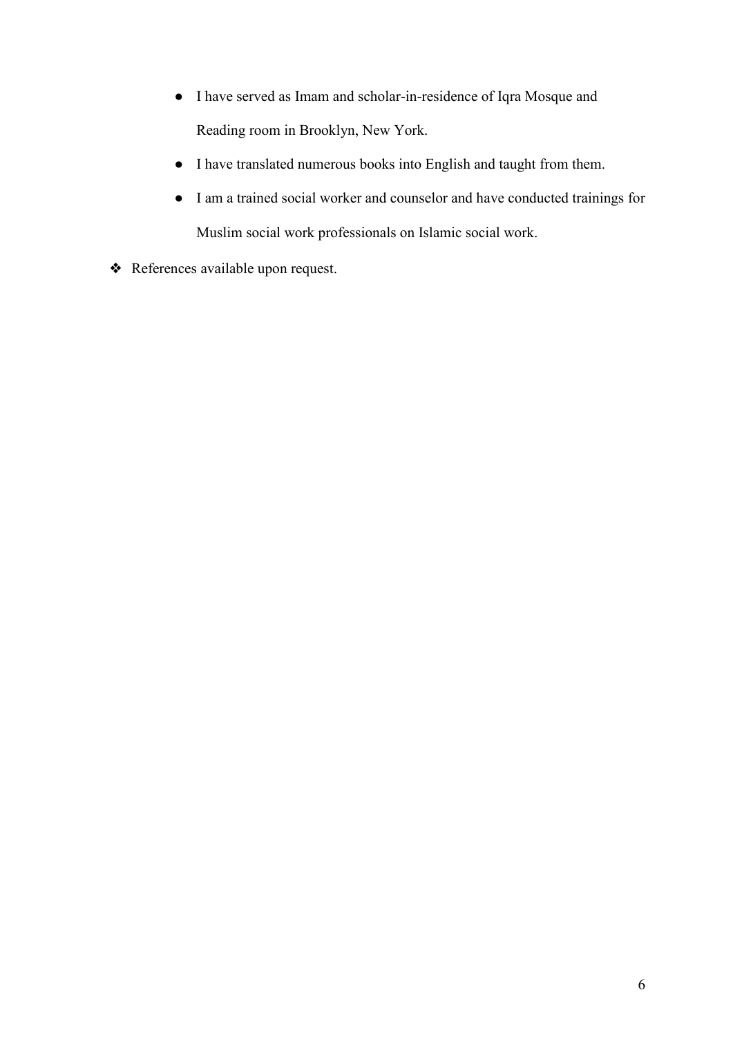- I have served as Imam and scholar-in-residence of Iqra Mosque and Reading room in Brooklyn, New York.
- I have translated numerous books into English and taught from them.
- I am a trained social worker and counselor and have conducted trainings for Muslim social work professionals on Islamic social work.

❖ References available upon request.